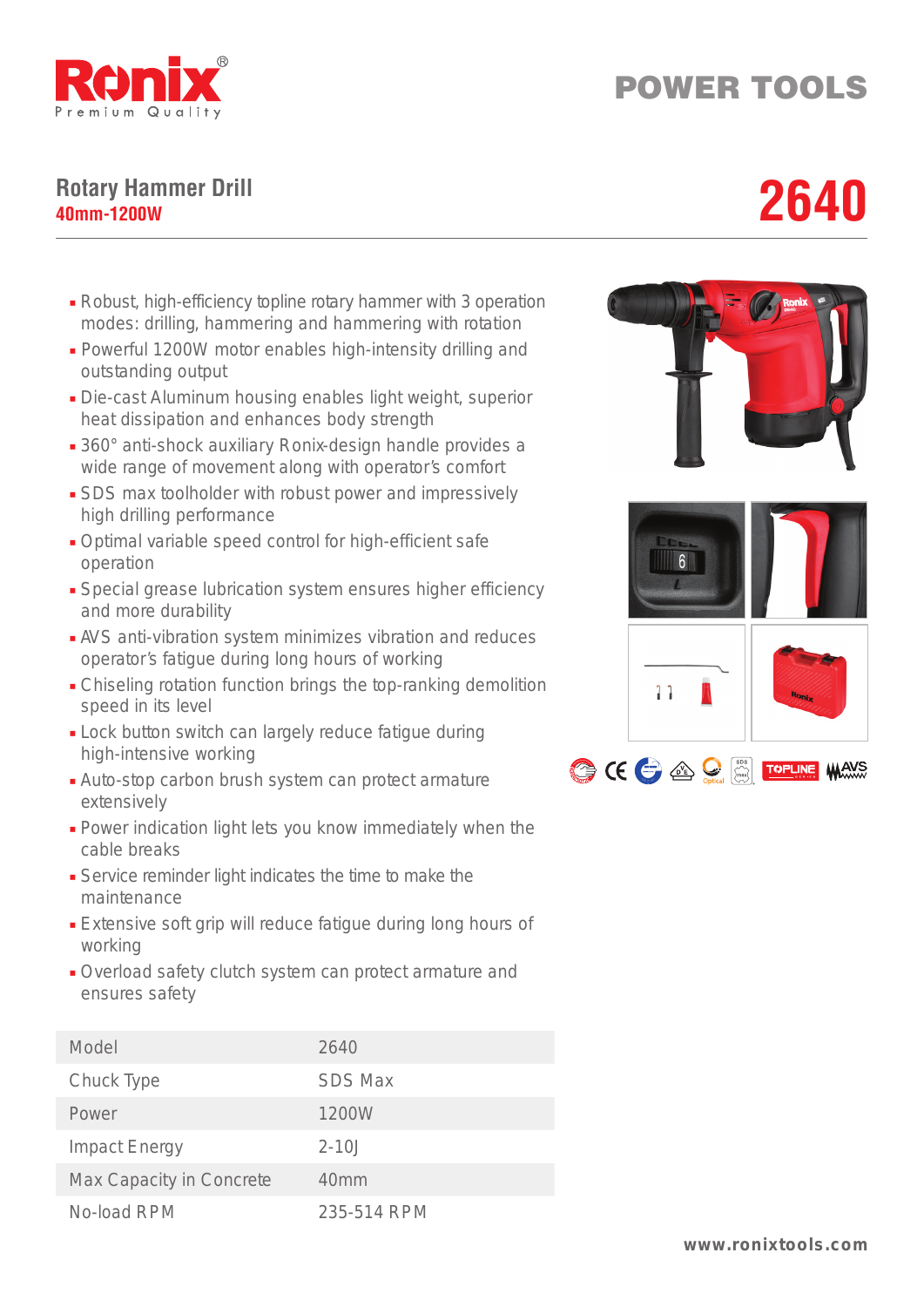Ronix
Premium Quality

# POWER TOOLS

## Rotary Hammer Drill

**40mm-1200W**

# 2640

- Robust, high-efficiency topline rotary hammer with 3 operation modes: drilling, hammering and hammering with rotation
- Powerful 1200W motor enables high-intensity drilling and outstanding output
- Die-cast Aluminum housing enables light weight, superior heat dissipation and enhances body strength
- 360° anti-shock auxiliary Ronix-design handle provides a wide range of movement along with operator's comfort
- SDS max toolholder with robust power and impressively high drilling performance
- Optimal variable speed control for high-efficient safe operation
- Special grease lubrication system ensures higher efficiency and more durability
- AVS anti-vibration system minimizes vibration and reduces operator's fatigue during long hours of working
- Chiseling rotation function brings the top-ranking demolition speed in its level
- Lock button switch can largely reduce fatigue during high-intensive working
- Auto-stop carbon brush system can protect armature extensively
- Power indication light lets you know immediately when the cable breaks
- Service reminder light indicates the time to make the maintenance
- Extensive soft grip will reduce fatigue during long hours of working
- Overload safety clutch system can protect armature and ensures safety

| Model | 2640 |
|---|---|
| Chuck Type | SDS Max |
| Power | 1200W |
| Impact Energy | 2-10J |
| Max Capacity in Concrete | 40mm |
| No-load RPM | 235-514 RPM |

www.ronixtools.com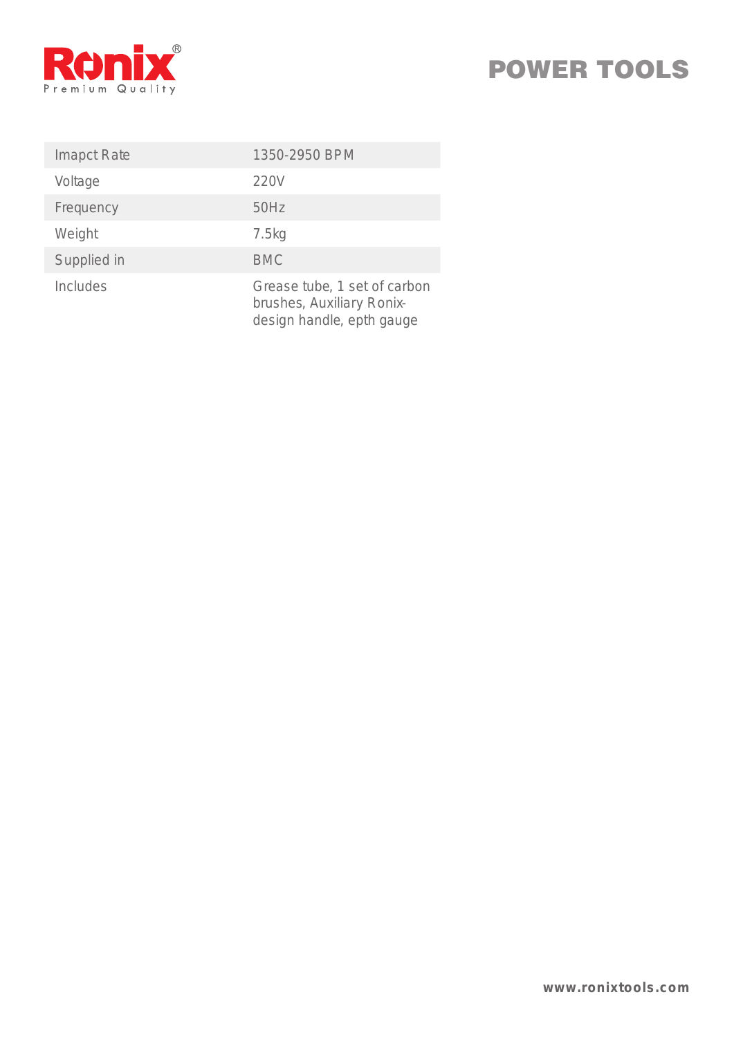| | |
|---|---|
| Imapct Rate | 1350-2950 BPM |
| Voltage | 220V |
| Frequency | 50Hz |
| Weight | 7.5kg |
| Supplied in | BMC |
| Includes | Grease tube, 1 set of carbon brushes, Auxiliary Ronix-design handle, epth gauge |